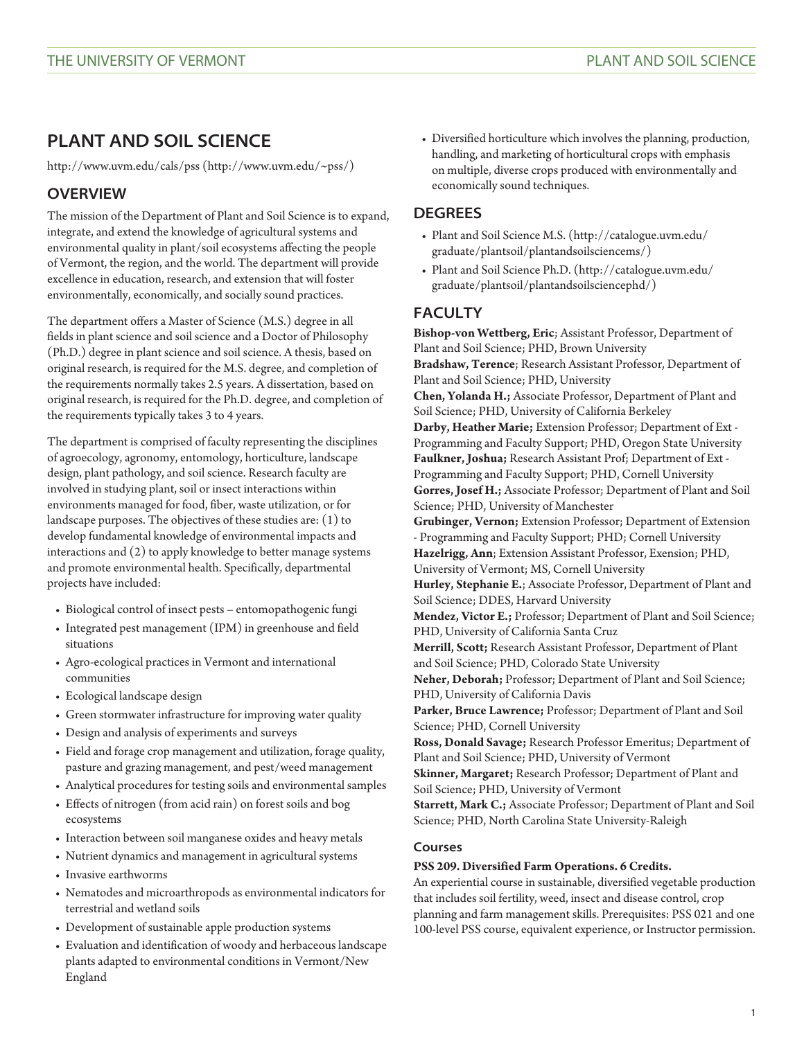# PLANT AND SOIL SCIENCE

http://www.uvm.edu/cals/pss (http://www.uvm.edu/~pss/)

## OVERVIEW

The mission of the Department of Plant and Soil Science is to expand, integrate, and extend the knowledge of agricultural systems and environmental quality in plant/soil ecosystems affecting the people of Vermont, the region, and the world. The department will provide excellence in education, research, and extension that will foster environmentally, economically, and socially sound practices.

The department offers a Master of Science (M.S.) degree in all fields in plant science and soil science and a Doctor of Philosophy (Ph.D.) degree in plant science and soil science. A thesis, based on original research, is required for the M.S. degree, and completion of the requirements normally takes 2.5 years. A dissertation, based on original research, is required for the Ph.D. degree, and completion of the requirements typically takes 3 to 4 years.

The department is comprised of faculty representing the disciplines of agroecology, agronomy, entomology, horticulture, landscape design, plant pathology, and soil science. Research faculty are involved in studying plant, soil or insect interactions within environments managed for food, fiber, waste utilization, or for landscape purposes. The objectives of these studies are: (1) to develop fundamental knowledge of environmental impacts and interactions and (2) to apply knowledge to better manage systems and promote environmental health. Specifically, departmental projects have included:

- Biological control of insect pests – entomopathogenic fungi
- Integrated pest management (IPM) in greenhouse and field situations
- Agro-ecological practices in Vermont and international communities
- Ecological landscape design
- Green stormwater infrastructure for improving water quality
- Design and analysis of experiments and surveys
- Field and forage crop management and utilization, forage quality, pasture and grazing management, and pest/weed management
- Analytical procedures for testing soils and environmental samples
- Effects of nitrogen (from acid rain) on forest soils and bog ecosystems
- Interaction between soil manganese oxides and heavy metals
- Nutrient dynamics and management in agricultural systems
- Invasive earthworms
- Nematodes and microarthropods as environmental indicators for terrestrial and wetland soils
- Development of sustainable apple production systems
- Evaluation and identification of woody and herbaceous landscape plants adapted to environmental conditions in Vermont/New England
- Diversified horticulture which involves the planning, production, handling, and marketing of horticultural crops with emphasis on multiple, diverse crops produced with environmentally and economically sound techniques.

## DEGREES

- Plant and Soil Science M.S. (http://catalogue.uvm.edu/graduate/plantsoil/plantandsoilsciencems/)
- Plant and Soil Science Ph.D. (http://catalogue.uvm.edu/graduate/plantsoil/plantandsoilsciencephd/)

## FACULTY

**Bishop-von Wettberg, Eric**; Assistant Professor, Department of Plant and Soil Science; PHD, Brown University
**Bradshaw, Terence**; Research Assistant Professor, Department of Plant and Soil Science; PHD, University
**Chen, Yolanda H.;** Associate Professor, Department of Plant and Soil Science; PHD, University of California Berkeley
**Darby, Heather Marie;** Extension Professor; Department of Ext - Programming and Faculty Support; PHD, Oregon State University
**Faulkner, Joshua;** Research Assistant Prof; Department of Ext - Programming and Faculty Support; PHD, Cornell University
**Gorres, Josef H.;** Associate Professor; Department of Plant and Soil Science; PHD, University of Manchester
**Grubinger, Vernon;** Extension Professor; Department of Extension - Programming and Faculty Support; PHD; Cornell University
**Hazelrigg, Ann**; Extension Assistant Professor, Exension; PHD, University of Vermont; MS, Cornell University
**Hurley, Stephanie E.**; Associate Professor, Department of Plant and Soil Science; DDES, Harvard University
**Mendez, Victor E.;** Professor; Department of Plant and Soil Science; PHD, University of California Santa Cruz
**Merrill, Scott;** Research Assistant Professor, Department of Plant and Soil Science; PHD, Colorado State University
**Neher, Deborah;** Professor; Department of Plant and Soil Science; PHD, University of California Davis
**Parker, Bruce Lawrence;** Professor; Department of Plant and Soil Science; PHD, Cornell University
**Ross, Donald Savage;** Research Professor Emeritus; Department of Plant and Soil Science; PHD, University of Vermont
**Skinner, Margaret;** Research Professor; Department of Plant and Soil Science; PHD, University of Vermont
**Starrett, Mark C.;** Associate Professor; Department of Plant and Soil Science; PHD, North Carolina State University-Raleigh

### Courses

**PSS 209. Diversified Farm Operations. 6 Credits.**
An experiential course in sustainable, diversified vegetable production that includes soil fertility, weed, insect and disease control, crop planning and farm management skills. Prerequisites: PSS 021 and one 100-level PSS course, equivalent experience, or Instructor permission.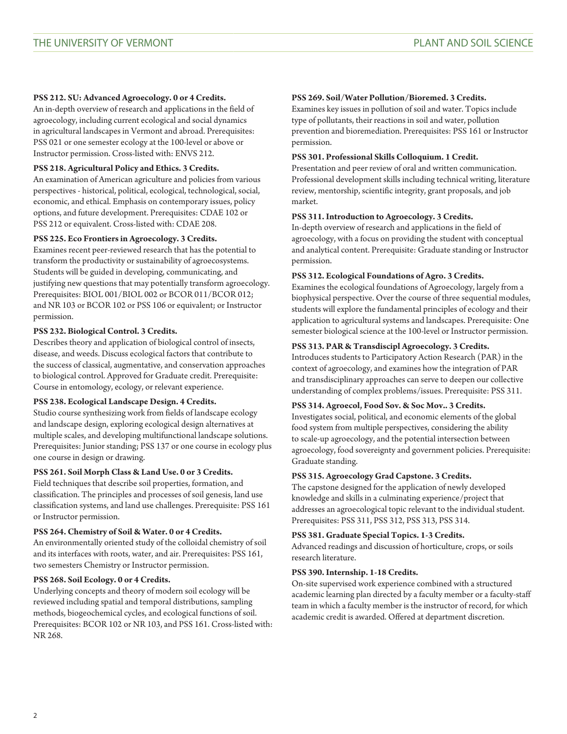**PSS 212. SU: Advanced Agroecology. 0 or 4 Credits.**
An in-depth overview of research and applications in the field of agroecology, including current ecological and social dynamics in agricultural landscapes in Vermont and abroad. Prerequisites: PSS 021 or one semester ecology at the 100-level or above or Instructor permission. Cross-listed with: ENVS 212.

**PSS 218. Agricultural Policy and Ethics. 3 Credits.**
An examination of American agriculture and policies from various perspectives - historical, political, ecological, technological, social, economic, and ethical. Emphasis on contemporary issues, policy options, and future development. Prerequisites: CDAE 102 or PSS 212 or equivalent. Cross-listed with: CDAE 208.

**PSS 225. Eco Frontiers in Agroecology. 3 Credits.**
Examines recent peer-reviewed research that has the potential to transform the productivity or sustainability of agroecosystems. Students will be guided in developing, communicating, and justifying new questions that may potentially transform agroecology. Prerequisites: BIOL 001/BIOL 002 or BCOR 011/BCOR 012; and NR 103 or BCOR 102 or PSS 106 or equivalent; or Instructor permission.

**PSS 232. Biological Control. 3 Credits.**
Describes theory and application of biological control of insects, disease, and weeds. Discuss ecological factors that contribute to the success of classical, augmentative, and conservation approaches to biological control. Approved for Graduate credit. Prerequisite: Course in entomology, ecology, or relevant experience.

**PSS 238. Ecological Landscape Design. 4 Credits.**
Studio course synthesizing work from fields of landscape ecology and landscape design, exploring ecological design alternatives at multiple scales, and developing multifunctional landscape solutions. Prerequisites: Junior standing; PSS 137 or one course in ecology plus one course in design or drawing.

**PSS 261. Soil Morph Class & Land Use. 0 or 3 Credits.**
Field techniques that describe soil properties, formation, and classification. The principles and processes of soil genesis, land use classification systems, and land use challenges. Prerequisite: PSS 161 or Instructor permission.

**PSS 264. Chemistry of Soil & Water. 0 or 4 Credits.**
An environmentally oriented study of the colloidal chemistry of soil and its interfaces with roots, water, and air. Prerequisites: PSS 161, two semesters Chemistry or Instructor permission.

**PSS 268. Soil Ecology. 0 or 4 Credits.**
Underlying concepts and theory of modern soil ecology will be reviewed including spatial and temporal distributions, sampling methods, biogeochemical cycles, and ecological functions of soil. Prerequisites: BCOR 102 or NR 103, and PSS 161. Cross-listed with: NR 268.

**PSS 269. Soil/Water Pollution/Bioremed. 3 Credits.**
Examines key issues in pollution of soil and water. Topics include type of pollutants, their reactions in soil and water, pollution prevention and bioremediation. Prerequisites: PSS 161 or Instructor permission.

**PSS 301. Professional Skills Colloquium. 1 Credit.**
Presentation and peer review of oral and written communication. Professional development skills including technical writing, literature review, mentorship, scientific integrity, grant proposals, and job market.

**PSS 311. Introduction to Agroecology. 3 Credits.**
In-depth overview of research and applications in the field of agroecology, with a focus on providing the student with conceptual and analytical content. Prerequisite: Graduate standing or Instructor permission.

**PSS 312. Ecological Foundations of Agro. 3 Credits.**
Examines the ecological foundations of Agroecology, largely from a biophysical perspective. Over the course of three sequential modules, students will explore the fundamental principles of ecology and their application to agricultural systems and landscapes. Prerequisite: One semester biological science at the 100-level or Instructor permission.

**PSS 313. PAR & Transdiscipl Agroecology. 3 Credits.**
Introduces students to Participatory Action Research (PAR) in the context of agroecology, and examines how the integration of PAR and transdisciplinary approaches can serve to deepen our collective understanding of complex problems/issues. Prerequisite: PSS 311.

**PSS 314. Agroecol, Food Sov. & Soc Mov.. 3 Credits.**
Investigates social, political, and economic elements of the global food system from multiple perspectives, considering the ability to scale-up agroecology, and the potential intersection between agroecology, food sovereignty and government policies. Prerequisite: Graduate standing.

**PSS 315. Agroecology Grad Capstone. 3 Credits.**
The capstone designed for the application of newly developed knowledge and skills in a culminating experience/project that addresses an agroecological topic relevant to the individual student. Prerequisites: PSS 311, PSS 312, PSS 313, PSS 314.

**PSS 381. Graduate Special Topics. 1-3 Credits.**
Advanced readings and discussion of horticulture, crops, or soils research literature.

**PSS 390. Internship. 1-18 Credits.**
On-site supervised work experience combined with a structured academic learning plan directed by a faculty member or a faculty-staff team in which a faculty member is the instructor of record, for which academic credit is awarded. Offered at department discretion.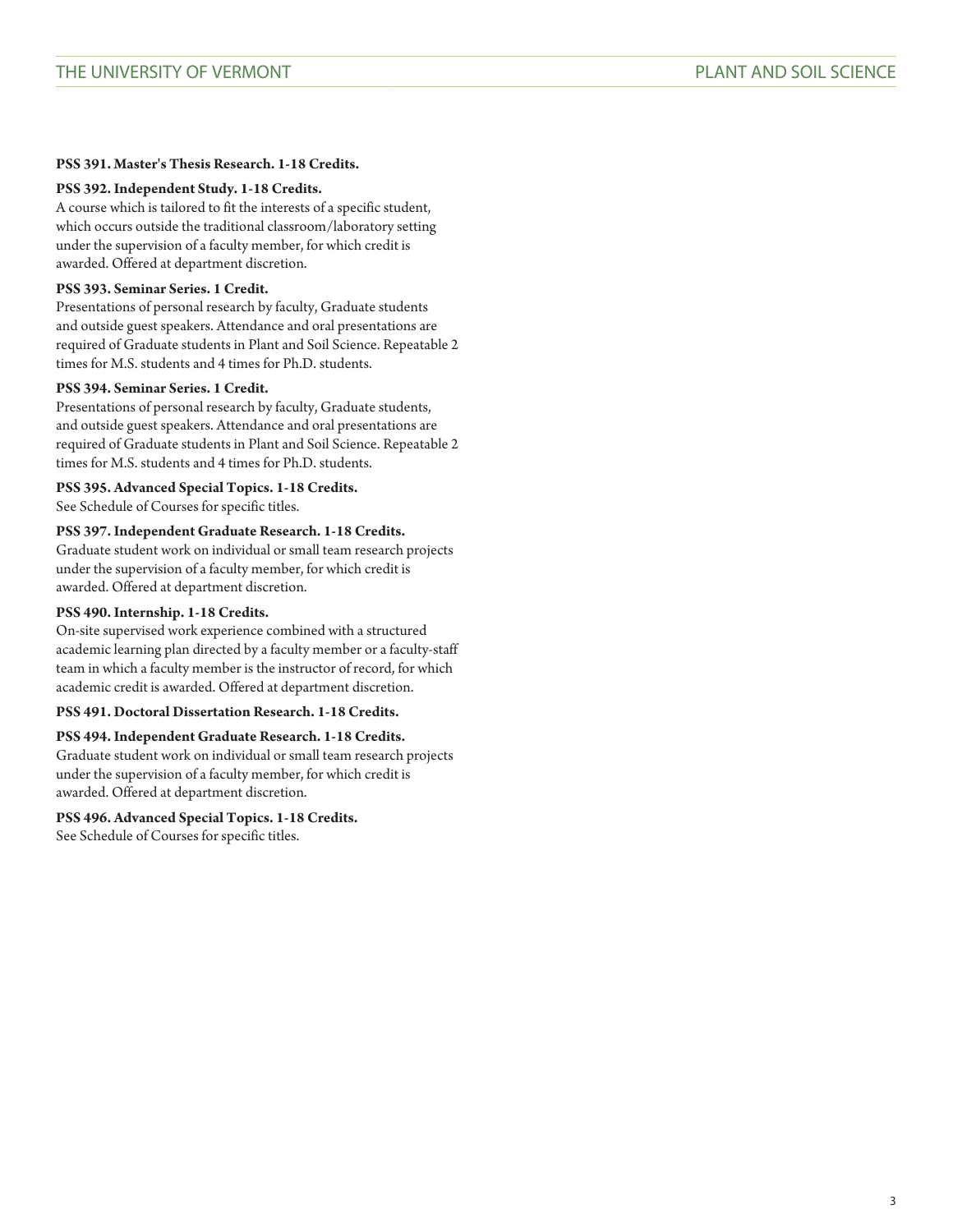**PSS 391. Master's Thesis Research. 1-18 Credits.**

**PSS 392. Independent Study. 1-18 Credits.**

A course which is tailored to fit the interests of a specific student, which occurs outside the traditional classroom/laboratory setting under the supervision of a faculty member, for which credit is awarded. Offered at department discretion.

**PSS 393. Seminar Series. 1 Credit.**

Presentations of personal research by faculty, Graduate students and outside guest speakers. Attendance and oral presentations are required of Graduate students in Plant and Soil Science. Repeatable 2 times for M.S. students and 4 times for Ph.D. students.

**PSS 394. Seminar Series. 1 Credit.**

Presentations of personal research by faculty, Graduate students, and outside guest speakers. Attendance and oral presentations are required of Graduate students in Plant and Soil Science. Repeatable 2 times for M.S. students and 4 times for Ph.D. students.

**PSS 395. Advanced Special Topics. 1-18 Credits.**

See Schedule of Courses for specific titles.

**PSS 397. Independent Graduate Research. 1-18 Credits.**

Graduate student work on individual or small team research projects under the supervision of a faculty member, for which credit is awarded. Offered at department discretion.

**PSS 490. Internship. 1-18 Credits.**

On-site supervised work experience combined with a structured academic learning plan directed by a faculty member or a faculty-staff team in which a faculty member is the instructor of record, for which academic credit is awarded. Offered at department discretion.

**PSS 491. Doctoral Dissertation Research. 1-18 Credits.**

**PSS 494. Independent Graduate Research. 1-18 Credits.**

Graduate student work on individual or small team research projects under the supervision of a faculty member, for which credit is awarded. Offered at department discretion.

**PSS 496. Advanced Special Topics. 1-18 Credits.**

See Schedule of Courses for specific titles.